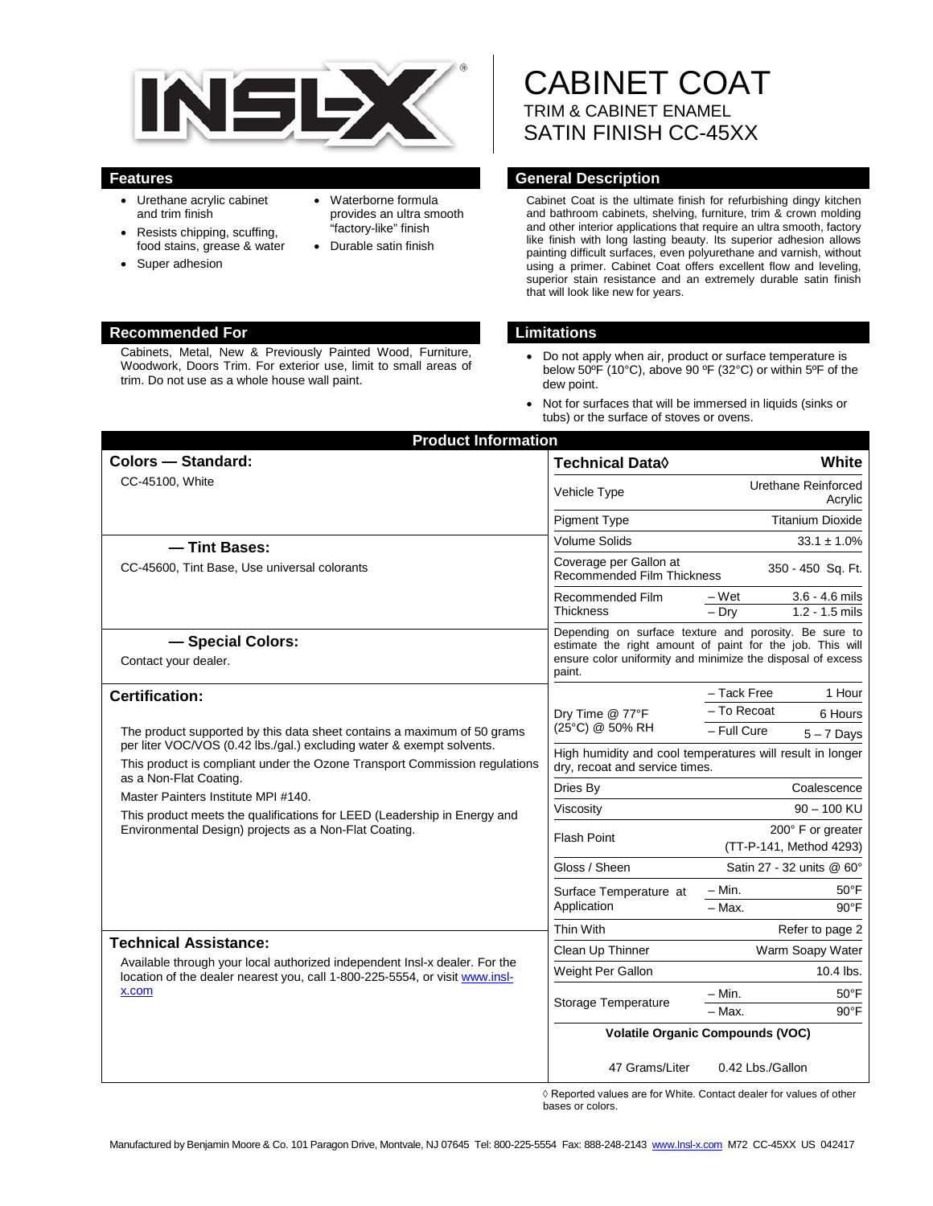# CABINET COAT

TRIM & CABINET ENAMEL

SATIN FINISH CC-45XX

## Features

- Urethane acrylic cabinet and trim finish
- Resists chipping, scuffing, food stains, grease & water
- Super adhesion
- Waterborne formula provides an ultra smooth "factory-like" finish
- Durable satin finish

## General Description

Cabinet Coat is the ultimate finish for refurbishing dingy kitchen and bathroom cabinets, shelving, furniture, trim & crown molding and other interior applications that require an ultra smooth, factory like finish with long lasting beauty. Its superior adhesion allows painting difficult surfaces, even polyurethane and varnish, without using a primer. Cabinet Coat offers excellent flow and leveling, superior stain resistance and an extremely durable satin finish that will look like new for years.

## Recommended For

Cabinets, Metal, New & Previously Painted Wood, Furniture, Woodwork, Doors Trim. For exterior use, limit to small areas of trim. Do not use as a whole house wall paint.

## Limitations

- Do not apply when air, product or surface temperature is below 50ºF (10°C), above 90 ºF (32°C) or within 5ºF of the dew point.
- Not for surfaces that will be immersed in liquids (sinks or tubs) or the surface of stoves or ovens.

## Product Information

### Colors — Standard:

CC-45100, White

### — Tint Bases:

CC-45600, Tint Base, Use universal colorants

### — Special Colors:

Contact your dealer.

### Certification:

The product supported by this data sheet contains a maximum of 50 grams per liter VOC/VOS (0.42 lbs./gal.) excluding water & exempt solvents.

This product is compliant under the Ozone Transport Commission regulations as a Non-Flat Coating.

Master Painters Institute MPI #140.

This product meets the qualifications for LEED (Leadership in Energy and Environmental Design) projects as a Non-Flat Coating.

### Technical Assistance:

Available through your local authorized independent Insl-x dealer. For the location of the dealer nearest you, call 1-800-225-5554, or visit www.insl-x.com

| Technical Data◊ | | White |
|---|---|---|
| Vehicle Type | | Urethane Reinforced Acrylic |
| Pigment Type | | Titanium Dioxide |
| Volume Solids | | 33.1 ± 1.0% |
| Coverage per Gallon at Recommended Film Thickness | | 350 - 450 Sq. Ft. |
| Recommended Film Thickness | – Wet | 3.6 - 4.6 mils |
| | – Dry | 1.2 - 1.5 mils |
| Depending on surface texture and porosity. Be sure to estimate the right amount of paint for the job. This will ensure color uniformity and minimize the disposal of excess paint. | | |
| Dry Time @ 77°F (25°C) @ 50% RH | – Tack Free | 1 Hour |
| | – To Recoat | 6 Hours |
| | – Full Cure | 5 – 7 Days |
| High humidity and cool temperatures will result in longer dry, recoat and service times. | | |
| Dries By | | Coalescence |
| Viscosity | | 90 – 100 KU |
| Flash Point | | 200° F or greater (TT-P-141, Method 4293) |
| Gloss / Sheen | | Satin 27 - 32 units @ 60° |
| Surface Temperature at Application | – Min. | 50°F |
| | – Max. | 90°F |
| Thin With | | Refer to page 2 |
| Clean Up Thinner | | Warm Soapy Water |
| Weight Per Gallon | | 10.4 lbs. |
| Storage Temperature | – Min. | 50°F |
| | – Max. | 90°F |
| Volatile Organic Compounds (VOC) | | |
| 47 Grams/Liter | | 0.42 Lbs./Gallon |

◊ Reported values are for White. Contact dealer for values of other bases or colors.

Manufactured by Benjamin Moore & Co. 101 Paragon Drive, Montvale, NJ 07645 Tel: 800-225-5554 Fax: 888-248-2143 www.Insl-x.com M72 CC-45XX US 042417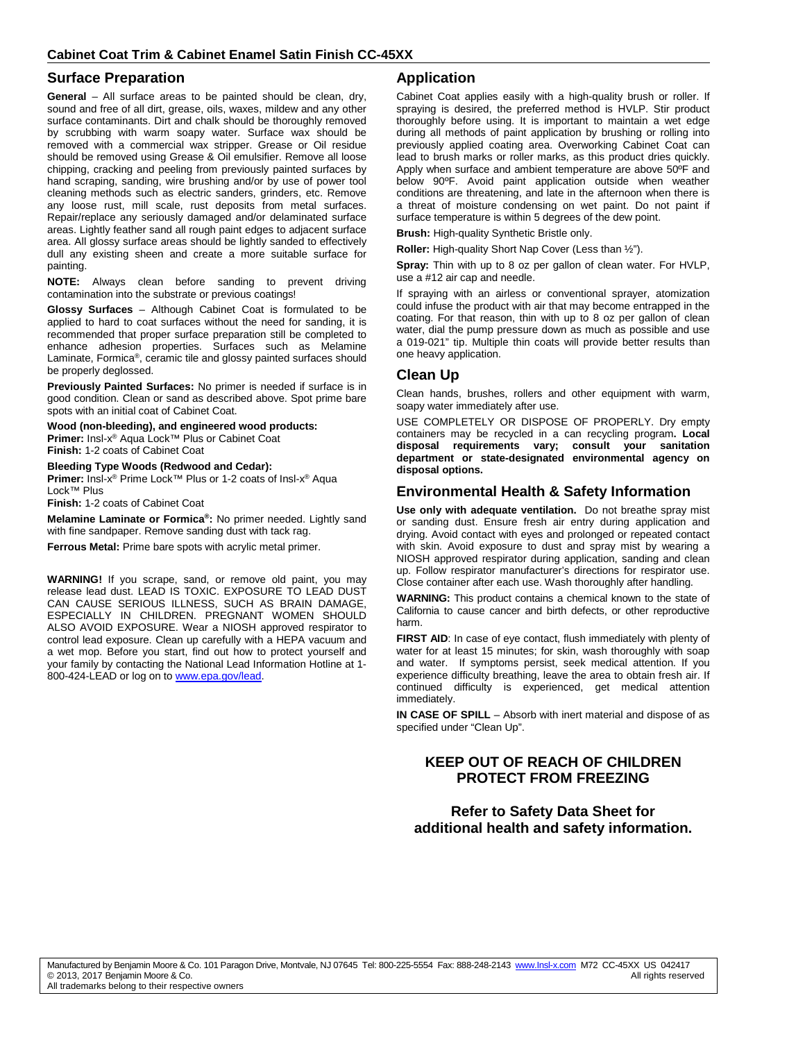# Cabinet Coat Trim & Cabinet Enamel Satin Finish CC-45XX

## Surface Preparation

**General** – All surface areas to be painted should be clean, dry, sound and free of all dirt, grease, oils, waxes, mildew and any other surface contaminants. Dirt and chalk should be thoroughly removed by scrubbing with warm soapy water. Surface wax should be removed with a commercial wax stripper. Grease or Oil residue should be removed using Grease & Oil emulsifier. Remove all loose chipping, cracking and peeling from previously painted surfaces by hand scraping, sanding, wire brushing and/or by use of power tool cleaning methods such as electric sanders, grinders, etc. Remove any loose rust, mill scale, rust deposits from metal surfaces. Repair/replace any seriously damaged and/or delaminated surface areas. Lightly feather sand all rough paint edges to adjacent surface area. All glossy surface areas should be lightly sanded to effectively dull any existing sheen and create a more suitable surface for painting.

**NOTE:** Always clean before sanding to prevent driving contamination into the substrate or previous coatings!

**Glossy Surfaces** – Although Cabinet Coat is formulated to be applied to hard to coat surfaces without the need for sanding, it is recommended that proper surface preparation still be completed to enhance adhesion properties. Surfaces such as Melamine Laminate, Formica®, ceramic tile and glossy painted surfaces should be properly deglossed.

**Previously Painted Surfaces:** No primer is needed if surface is in good condition. Clean or sand as described above. Spot prime bare spots with an initial coat of Cabinet Coat.

**Wood (non-bleeding), and engineered wood products:**
**Primer:** Insl-x® Aqua Lock™ Plus or Cabinet Coat
**Finish:** 1-2 coats of Cabinet Coat

**Bleeding Type Woods (Redwood and Cedar):**
**Primer:** Insl-x® Prime Lock™ Plus or 1-2 coats of Insl-x® Aqua Lock™ Plus
**Finish:** 1-2 coats of Cabinet Coat

**Melamine Laminate or Formica®:** No primer needed. Lightly sand with fine sandpaper. Remove sanding dust with tack rag.

**Ferrous Metal:** Prime bare spots with acrylic metal primer.

**WARNING!** If you scrape, sand, or remove old paint, you may release lead dust. LEAD IS TOXIC. EXPOSURE TO LEAD DUST CAN CAUSE SERIOUS ILLNESS, SUCH AS BRAIN DAMAGE, ESPECIALLY IN CHILDREN. PREGNANT WOMEN SHOULD ALSO AVOID EXPOSURE. Wear a NIOSH approved respirator to control lead exposure. Clean up carefully with a HEPA vacuum and a wet mop. Before you start, find out how to protect yourself and your family by contacting the National Lead Information Hotline at 1-800-424-LEAD or log on to www.epa.gov/lead.

## Application

Cabinet Coat applies easily with a high-quality brush or roller. If spraying is desired, the preferred method is HVLP. Stir product thoroughly before using. It is important to maintain a wet edge during all methods of paint application by brushing or rolling into previously applied coating area. Overworking Cabinet Coat can lead to brush marks or roller marks, as this product dries quickly. Apply when surface and ambient temperature are above 50ºF and below 90ºF. Avoid paint application outside when weather conditions are threatening, and late in the afternoon when there is a threat of moisture condensing on wet paint. Do not paint if surface temperature is within 5 degrees of the dew point.

**Brush:** High-quality Synthetic Bristle only.

**Roller:** High-quality Short Nap Cover (Less than ½").

**Spray:** Thin with up to 8 oz per gallon of clean water. For HVLP, use a #12 air cap and needle.

If spraying with an airless or conventional sprayer, atomization could infuse the product with air that may become entrapped in the coating. For that reason, thin with up to 8 oz per gallon of clean water, dial the pump pressure down as much as possible and use a 019-021" tip. Multiple thin coats will provide better results than one heavy application.

## Clean Up

Clean hands, brushes, rollers and other equipment with warm, soapy water immediately after use.

USE COMPLETELY OR DISPOSE OF PROPERLY. Dry empty containers may be recycled in a can recycling program**. Local disposal requirements vary; consult your sanitation department or state-designated environmental agency on disposal options.**

## Environmental Health & Safety Information

**Use only with adequate ventilation.** Do not breathe spray mist or sanding dust. Ensure fresh air entry during application and drying. Avoid contact with eyes and prolonged or repeated contact with skin. Avoid exposure to dust and spray mist by wearing a NIOSH approved respirator during application, sanding and clean up. Follow respirator manufacturer's directions for respirator use. Close container after each use. Wash thoroughly after handling.

**WARNING:** This product contains a chemical known to the state of California to cause cancer and birth defects, or other reproductive harm.

**FIRST AID**: In case of eye contact, flush immediately with plenty of water for at least 15 minutes; for skin, wash thoroughly with soap and water. If symptoms persist, seek medical attention. If you experience difficulty breathing, leave the area to obtain fresh air. If continued difficulty is experienced, get medical attention immediately.

**IN CASE OF SPILL** – Absorb with inert material and dispose of as specified under "Clean Up".

**KEEP OUT OF REACH OF CHILDREN**
**PROTECT FROM FREEZING**

**Refer to Safety Data Sheet for additional health and safety information.**

Manufactured by Benjamin Moore & Co. 101 Paragon Drive, Montvale, NJ 07645 Tel: 800-225-5554 Fax: 888-248-2143 www.Insl-x.com M72 CC-45XX US 042417
© 2013, 2017 Benjamin Moore & Co. All rights reserved
All trademarks belong to their respective owners